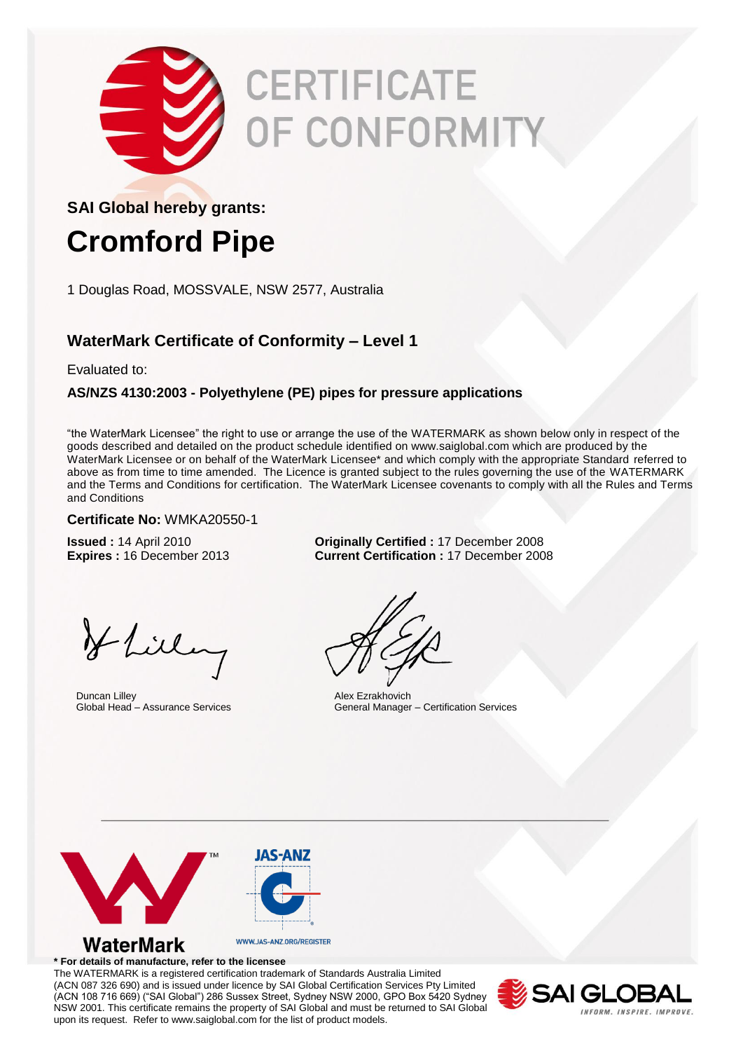# CERTIFICATE OF CONFORMITY

**SAI Global hereby grants:**

# Cromford Pipe

1 Douglas Road, MOSSVALE, NSW 2577, Australia

## WaterMark Certificate of Conformity – Level 1

Evaluated to:

**AS/NZS 4130:2003 - Polyethylene (PE) pipes for pressure applications**

"the WaterMark Licensee" the right to use or arrange the use of the WATERMARK as shown below only in respect of the goods described and detailed on the product schedule identified on www.saiglobal.com which are produced by the WaterMark Licensee or on behalf of the WaterMark Licensee* and which comply with the appropriate Standard referred to above as from time to time amended. The Licence is granted subject to the rules governing the use of the WATERMARK and the Terms and Conditions for certification. The WaterMark Licensee covenants to comply with all the Rules and Terms and Conditions

**Certificate No:** WMKA20550-1

**Issued :** 14 April 2010
**Expires :** 16 December 2013

**Originally Certified :** 17 December 2008
**Current Certification :** 17 December 2008

Duncan Lilley
Global Head – Assurance Services

Alex Ezrakhovich
General Manager – Certification Services

WaterMark

JAS-ANZ
WWW.JAS-ANZ.ORG/REGISTER

**\* For details of manufacture, refer to the licensee**

The WATERMARK is a registered certification trademark of Standards Australia Limited (ACN 087 326 690) and is issued under licence by SAI Global Certification Services Pty Limited (ACN 108 716 669) ("SAI Global") 286 Sussex Street, Sydney NSW 2000, GPO Box 5420 Sydney NSW 2001. This certificate remains the property of SAI Global and must be returned to SAI Global upon its request. Refer to www.saiglobal.com for the list of product models.

SAI GLOBAL
INFORM. INSPIRE. IMPROVE.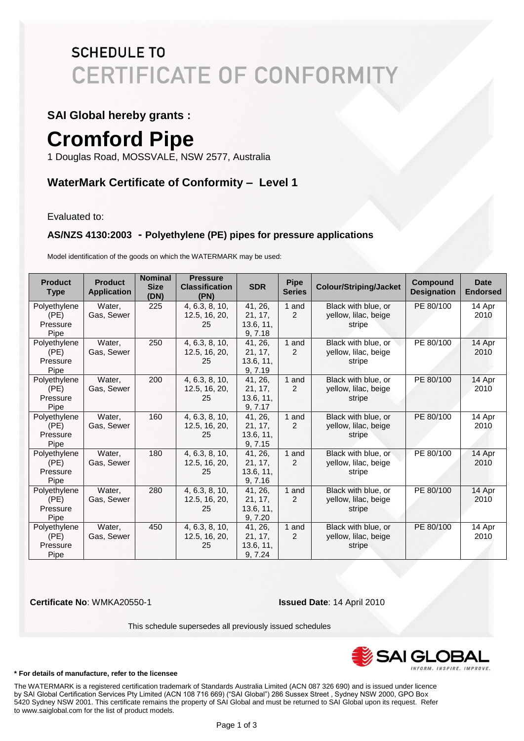# SCHEDULE TO CERTIFICATE OF CONFORMITY

**SAI Global hereby grants :**

# Cromford Pipe

1 Douglas Road, MOSSVALE, NSW 2577, Australia

### WaterMark Certificate of Conformity – Level 1

Evaluated to:

### AS/NZS 4130:2003 - Polyethylene (PE) pipes for pressure applications

Model identification of the goods on which the WATERMARK may be used:

| Product Type | Product Application | Nominal Size (DN) | Pressure Classification (PN) | SDR | Pipe Series | Colour/Striping/Jacket | Compound Designation | Date Endorsed |
|---|---|---|---|---|---|---|---|---|
| Polyethylene (PE) Pressure Pipe | Water, Gas, Sewer | 225 | 4, 6.3, 8, 10, 12.5, 16, 20, 25 | 41, 26, 21, 17, 13.6, 11, 9, 7.18 | 1 and 2 | Black with blue, or yellow, lilac, beige stripe | PE 80/100 | 14 Apr 2010 |
| Polyethylene (PE) Pressure Pipe | Water, Gas, Sewer | 250 | 4, 6.3, 8, 10, 12.5, 16, 20, 25 | 41, 26, 21, 17, 13.6, 11, 9, 7.19 | 1 and 2 | Black with blue, or yellow, lilac, beige stripe | PE 80/100 | 14 Apr 2010 |
| Polyethylene (PE) Pressure Pipe | Water, Gas, Sewer | 200 | 4, 6.3, 8, 10, 12.5, 16, 20, 25 | 41, 26, 21, 17, 13.6, 11, 9, 7.17 | 1 and 2 | Black with blue, or yellow, lilac, beige stripe | PE 80/100 | 14 Apr 2010 |
| Polyethylene (PE) Pressure Pipe | Water, Gas, Sewer | 160 | 4, 6.3, 8, 10, 12.5, 16, 20, 25 | 41, 26, 21, 17, 13.6, 11, 9, 7.15 | 1 and 2 | Black with blue, or yellow, lilac, beige stripe | PE 80/100 | 14 Apr 2010 |
| Polyethylene (PE) Pressure Pipe | Water, Gas, Sewer | 180 | 4, 6.3, 8, 10, 12.5, 16, 20, 25 | 41, 26, 21, 17, 13.6, 11, 9, 7.16 | 1 and 2 | Black with blue, or yellow, lilac, beige stripe | PE 80/100 | 14 Apr 2010 |
| Polyethylene (PE) Pressure Pipe | Water, Gas, Sewer | 280 | 4, 6.3, 8, 10, 12.5, 16, 20, 25 | 41, 26, 21, 17, 13.6, 11, 9, 7.20 | 1 and 2 | Black with blue, or yellow, lilac, beige stripe | PE 80/100 | 14 Apr 2010 |
| Polyethylene (PE) Pressure Pipe | Water, Gas, Sewer | 450 | 4, 6.3, 8, 10, 12.5, 16, 20, 25 | 41, 26, 21, 17, 13.6, 11, 9, 7.24 | 1 and 2 | Black with blue, or yellow, lilac, beige stripe | PE 80/100 | 14 Apr 2010 |

**Certificate No**: WMKA20550-1 **Issued Date**: 14 April 2010

This schedule supersedes all previously issued schedules

SAI GLOBAL
INFORM. INSPIRE. IMPROVE.

**\* For details of manufacture, refer to the licensee**

The WATERMARK is a registered certification trademark of Standards Australia Limited (ACN 087 326 690) and is issued under licence by SAI Global Certification Services Pty Limited (ACN 108 716 669) ("SAI Global") 286 Sussex Street , Sydney NSW 2000, GPO Box 5420 Sydney NSW 2001. This certificate remains the property of SAI Global and must be returned to SAI Global upon its request. Refer to www.saiglobal.com for the list of product models.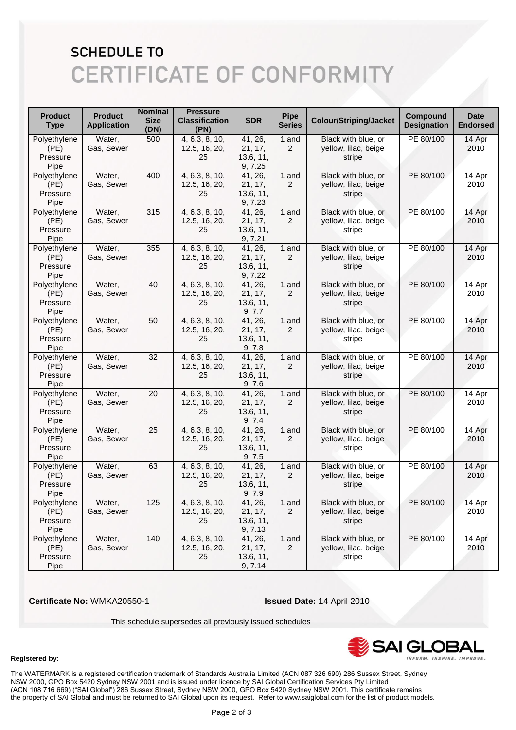# SCHEDULE TO
# CERTIFICATE OF CONFORMITY

| Product Type | Product Application | Nominal Size (DN) | Pressure Classification (PN) | SDR | Pipe Series | Colour/Striping/Jacket | Compound Designation | Date Endorsed |
|---|---|---|---|---|---|---|---|---|
| Polyethylene (PE) Pressure Pipe | Water, Gas, Sewer | 500 | 4, 6.3, 8, 10, 12.5, 16, 20, 25 | 41, 26, 21, 17, 13.6, 11, 9, 7.25 | 1 and 2 | Black with blue, or yellow, lilac, beige stripe | PE 80/100 | 14 Apr 2010 |
| Polyethylene (PE) Pressure Pipe | Water, Gas, Sewer | 400 | 4, 6.3, 8, 10, 12.5, 16, 20, 25 | 41, 26, 21, 17, 13.6, 11, 9, 7.23 | 1 and 2 | Black with blue, or yellow, lilac, beige stripe | PE 80/100 | 14 Apr 2010 |
| Polyethylene (PE) Pressure Pipe | Water, Gas, Sewer | 315 | 4, 6.3, 8, 10, 12.5, 16, 20, 25 | 41, 26, 21, 17, 13.6, 11, 9, 7.21 | 1 and 2 | Black with blue, or yellow, lilac, beige stripe | PE 80/100 | 14 Apr 2010 |
| Polyethylene (PE) Pressure Pipe | Water, Gas, Sewer | 355 | 4, 6.3, 8, 10, 12.5, 16, 20, 25 | 41, 26, 21, 17, 13.6, 11, 9, 7.22 | 1 and 2 | Black with blue, or yellow, lilac, beige stripe | PE 80/100 | 14 Apr 2010 |
| Polyethylene (PE) Pressure Pipe | Water, Gas, Sewer | 40 | 4, 6.3, 8, 10, 12.5, 16, 20, 25 | 41, 26, 21, 17, 13.6, 11, 9, 7.7 | 1 and 2 | Black with blue, or yellow, lilac, beige stripe | PE 80/100 | 14 Apr 2010 |
| Polyethylene (PE) Pressure Pipe | Water, Gas, Sewer | 50 | 4, 6.3, 8, 10, 12.5, 16, 20, 25 | 41, 26, 21, 17, 13.6, 11, 9, 7.8 | 1 and 2 | Black with blue, or yellow, lilac, beige stripe | PE 80/100 | 14 Apr 2010 |
| Polyethylene (PE) Pressure Pipe | Water, Gas, Sewer | 32 | 4, 6.3, 8, 10, 12.5, 16, 20, 25 | 41, 26, 21, 17, 13.6, 11, 9, 7.6 | 1 and 2 | Black with blue, or yellow, lilac, beige stripe | PE 80/100 | 14 Apr 2010 |
| Polyethylene (PE) Pressure Pipe | Water, Gas, Sewer | 20 | 4, 6.3, 8, 10, 12.5, 16, 20, 25 | 41, 26, 21, 17, 13.6, 11, 9, 7.4 | 1 and 2 | Black with blue, or yellow, lilac, beige stripe | PE 80/100 | 14 Apr 2010 |
| Polyethylene (PE) Pressure Pipe | Water, Gas, Sewer | 25 | 4, 6.3, 8, 10, 12.5, 16, 20, 25 | 41, 26, 21, 17, 13.6, 11, 9, 7.5 | 1 and 2 | Black with blue, or yellow, lilac, beige stripe | PE 80/100 | 14 Apr 2010 |
| Polyethylene (PE) Pressure Pipe | Water, Gas, Sewer | 63 | 4, 6.3, 8, 10, 12.5, 16, 20, 25 | 41, 26, 21, 17, 13.6, 11, 9, 7.9 | 1 and 2 | Black with blue, or yellow, lilac, beige stripe | PE 80/100 | 14 Apr 2010 |
| Polyethylene (PE) Pressure Pipe | Water, Gas, Sewer | 125 | 4, 6.3, 8, 10, 12.5, 16, 20, 25 | 41, 26, 21, 17, 13.6, 11, 9, 7.13 | 1 and 2 | Black with blue, or yellow, lilac, beige stripe | PE 80/100 | 14 Apr 2010 |
| Polyethylene (PE) Pressure Pipe | Water, Gas, Sewer | 140 | 4, 6.3, 8, 10, 12.5, 16, 20, 25 | 41, 26, 21, 17, 13.6, 11, 9, 7.14 | 1 and 2 | Black with blue, or yellow, lilac, beige stripe | PE 80/100 | 14 Apr 2010 |

**Certificate No:** WMKA20550-1 **Issued Date:** 14 April 2010

This schedule supersedes all previously issued schedules

**Registered by:**

SAI GLOBAL — INFORM. INSPIRE. IMPROVE.

The WATERMARK is a registered certification trademark of Standards Australia Limited (ACN 087 326 690) 286 Sussex Street, Sydney NSW 2000, GPO Box 5420 Sydney NSW 2001 and is issued under licence by SAI Global Certification Services Pty Limited (ACN 108 716 669) ("SAI Global") 286 Sussex Street, Sydney NSW 2000, GPO Box 5420 Sydney NSW 2001. This certificate remains the property of SAI Global and must be returned to SAI Global upon its request. Refer to www.saiglobal.com for the list of product models.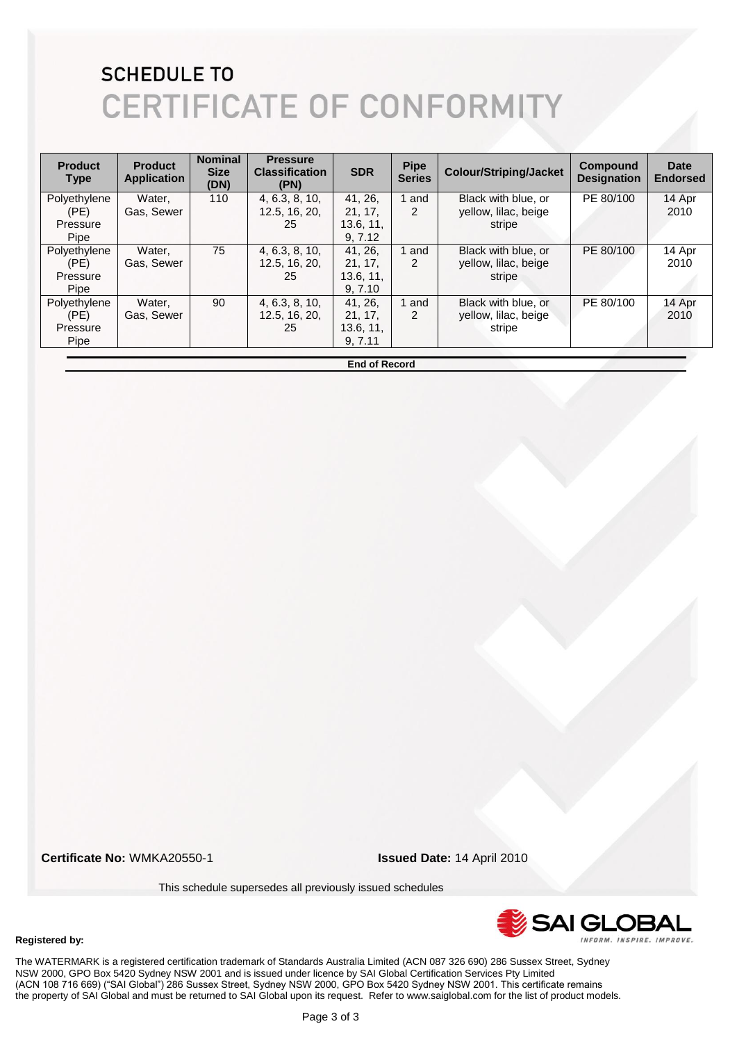# SCHEDULE TO
# CERTIFICATE OF CONFORMITY

| Product Type | Product Application | Nominal Size (DN) | Pressure Classification (PN) | SDR | Pipe Series | Colour/Striping/Jacket | Compound Designation | Date Endorsed |
|---|---|---|---|---|---|---|---|---|
| Polyethylene (PE) Pressure Pipe | Water, Gas, Sewer | 110 | 4, 6.3, 8, 10, 12.5, 16, 20, 25 | 41, 26, 21, 17, 13.6, 11, 9, 7.12 | 1 and 2 | Black with blue, or yellow, lilac, beige stripe | PE 80/100 | 14 Apr 2010 |
| Polyethylene (PE) Pressure Pipe | Water, Gas, Sewer | 75 | 4, 6.3, 8, 10, 12.5, 16, 20, 25 | 41, 26, 21, 17, 13.6, 11, 9, 7.10 | 1 and 2 | Black with blue, or yellow, lilac, beige stripe | PE 80/100 | 14 Apr 2010 |
| Polyethylene (PE) Pressure Pipe | Water, Gas, Sewer | 90 | 4, 6.3, 8, 10, 12.5, 16, 20, 25 | 41, 26, 21, 17, 13.6, 11, 9, 7.11 | 1 and 2 | Black with blue, or yellow, lilac, beige stripe | PE 80/100 | 14 Apr 2010 |

**End of Record**

**Certificate No:** WMKA20550-1 **Issued Date:** 14 April 2010

This schedule supersedes all previously issued schedules

SAI GLOBAL
INFORM. INSPIRE. IMPROVE.

**Registered by:**

The WATERMARK is a registered certification trademark of Standards Australia Limited (ACN 087 326 690) 286 Sussex Street, Sydney NSW 2000, GPO Box 5420 Sydney NSW 2001 and is issued under licence by SAI Global Certification Services Pty Limited (ACN 108 716 669) ("SAI Global") 286 Sussex Street, Sydney NSW 2000, GPO Box 5420 Sydney NSW 2001. This certificate remains the property of SAI Global and must be returned to SAI Global upon its request. Refer to www.saiglobal.com for the list of product models.